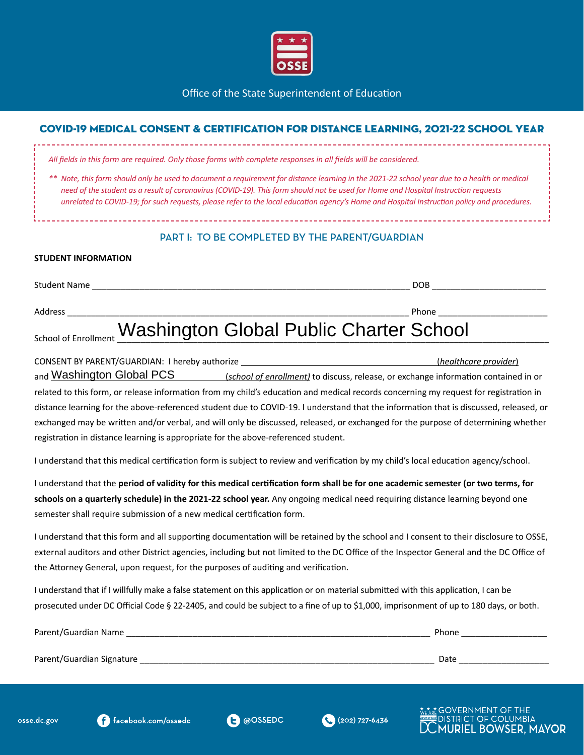OSSE

Office of the State Superintendent of Education

## COVID-19 MEDICAL CONSENT & CERTIFICATION FOR DISTANCE LEARNING, 2021-22 SCHOOL YEAR

*All fields in this form are required. Only those forms with complete responses in all fields will be considered.*

*\*\* Note, this form should only be used to document a requirement for distance learning in the 2021-22 school year due to a health or medical need of the student as a result of coronavirus (COVID-19). This form should not be used for Home and Hospital Instruction requests unrelated to COVID-19; for such requests, please refer to the local education agency's Home and Hospital Instruction policy and procedures.*

### PART I: TO BE COMPLETED BY THE PARENT/GUARDIAN

**STUDENT INFORMATION**

Student Name ______________________________ DOB ____________

Address ______________________________ Phone ____________

School of Enrollment Washington Global Public Charter School

CONSENT BY PARENT/GUARDIAN: I hereby authorize ______________________________ (*healthcare provider*) and Washington Global PCS (*school of enrollment*) to discuss, release, or exchange information contained in or related to this form, or release information from my child's education and medical records concerning my request for registration in distance learning for the above-referenced student due to COVID-19. I understand that the information that is discussed, released, or exchanged may be written and/or verbal, and will only be discussed, released, or exchanged for the purpose of determining whether registration in distance learning is appropriate for the above-referenced student.

I understand that this medical certification form is subject to review and verification by my child's local education agency/school.

I understand that the **period of validity for this medical certification form shall be for one academic semester (or two terms, for schools on a quarterly schedule) in the 2021-22 school year.** Any ongoing medical need requiring distance learning beyond one semester shall require submission of a new medical certification form.

I understand that this form and all supporting documentation will be retained by the school and I consent to their disclosure to OSSE, external auditors and other District agencies, including but not limited to the DC Office of the Inspector General and the DC Office of the Attorney General, upon request, for the purposes of auditing and verification.

I understand that if I willfully make a false statement on this application or on material submitted with this application, I can be prosecuted under DC Official Code § 22-2405, and could be subject to a fine of up to $1,000, imprisonment of up to 180 days, or both.

Parent/Guardian Name ______________________________ Phone ____________

Parent/Guardian Signature ______________________________ Date ____________

osse.dc.gov | facebook.com/ossedc | @OSSEDC | (202) 727-6436

GOVERNMENT OF THE DISTRICT OF COLUMBIA
MURIEL BOWSER, MAYOR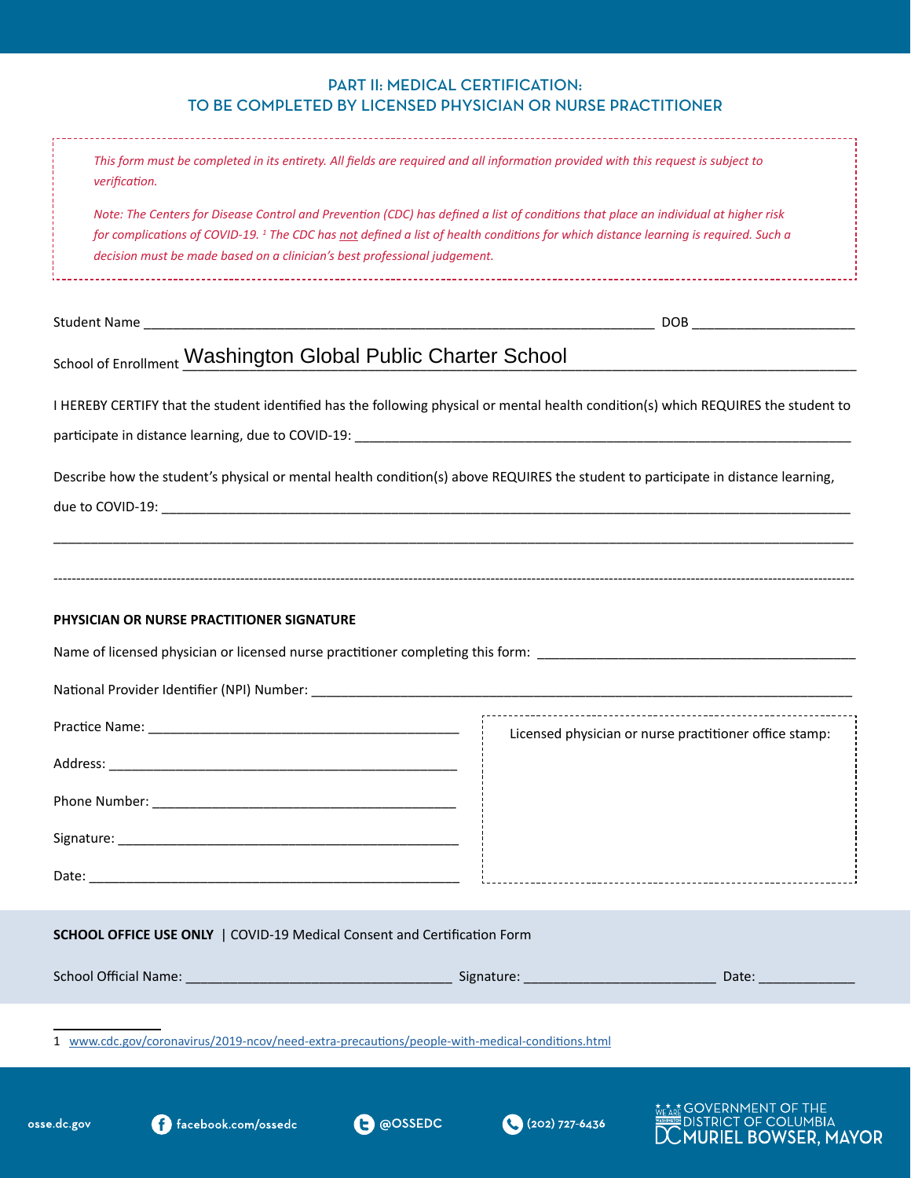## PART II: MEDICAL CERTIFICATION:
## TO BE COMPLETED BY LICENSED PHYSICIAN OR NURSE PRACTITIONER

*This form must be completed in its entirety. All fields are required and all information provided with this request is subject to verification.*

*Note: The Centers for Disease Control and Prevention (CDC) has defined a list of conditions that place an individual at higher risk for complications of COVID-19.* [1] *The CDC has not defined a list of health conditions for which distance learning is required. Such a decision must be made based on a clinician's best professional judgement.*

Student Name ________________________________________ DOB ____________________

School of Enrollment Washington Global Public Charter School

I HEREBY CERTIFY that the student identified has the following physical or mental health condition(s) which REQUIRES the student to participate in distance learning, due to COVID-19: ________________________________________

Describe how the student's physical or mental health condition(s) above REQUIRES the student to participate in distance learning, due to COVID-19: ________________________________________

________________________________________________________________________________

**PHYSICIAN OR NURSE PRACTITIONER SIGNATURE**

Name of licensed physician or licensed nurse practitioner completing this form: ______________________________

National Provider Identifier (NPI) Number: ________________________________________

Practice Name: ______________________________

Address: ______________________________

Phone Number: ______________________________

Signature: ______________________________

Date: ______________________________

Licensed physician or nurse practitioner office stamp:

**SCHOOL OFFICE USE ONLY** | COVID-19 Medical Consent and Certification Form

School Official Name: ______________________ Signature: ______________________ Date: ____________

1 www.cdc.gov/coronavirus/2019-ncov/need-extra-precautions/people-with-medical-conditions.html

osse.dc.gov | facebook.com/ossedc | @OSSEDC | (202) 727-6436 | GOVERNMENT OF THE DISTRICT OF COLUMBIA MURIEL BOWSER, MAYOR